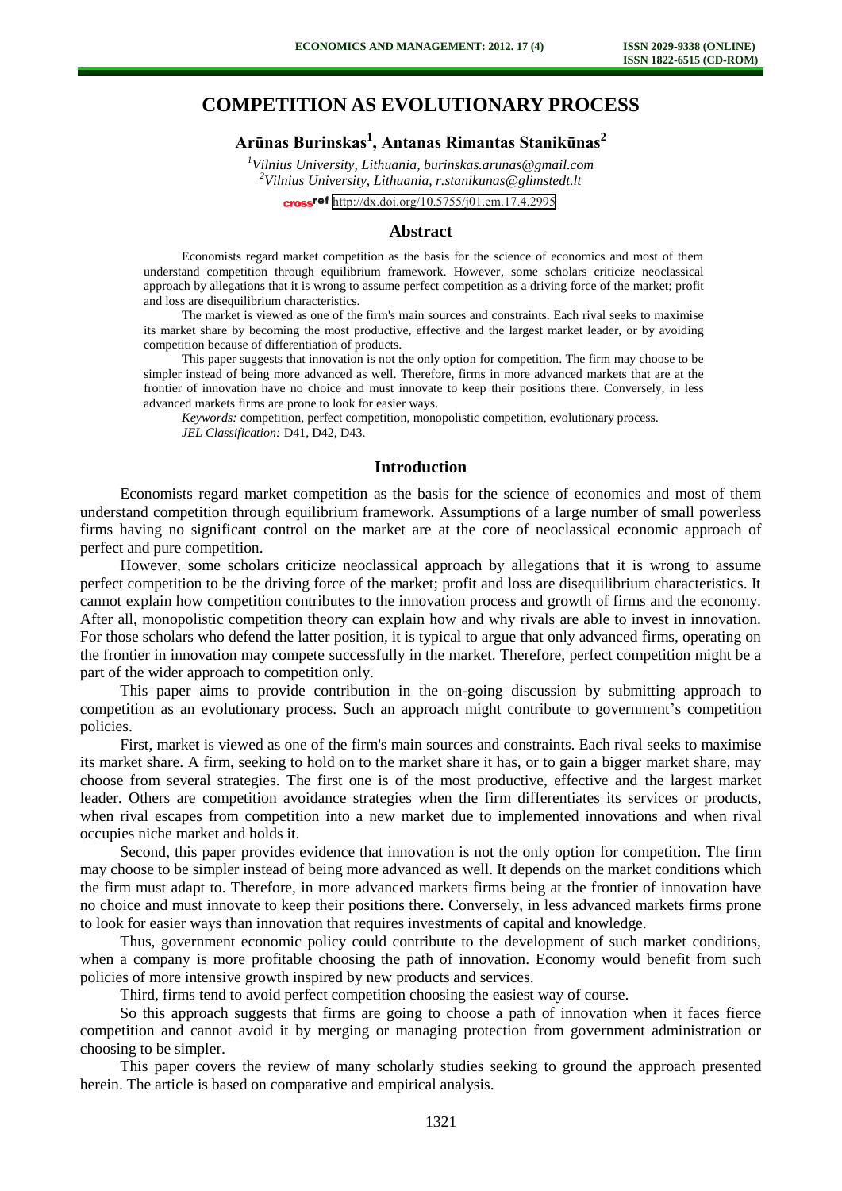# COMPETITION AS EVOLUTIONARY PROCESS

**Arūnas Burinskas[1], Antanas Rimantas Stanikūnas[2]**

*[1]Vilnius University, Lithuania, burinskas.arunas@gmail.com*
*[2]Vilnius University, Lithuania, r.stanikunas@glimstedt.lt*

http://dx.doi.org/10.5755/j01.em.17.4.2995

## Abstract

Economists regard market competition as the basis for the science of economics and most of them understand competition through equilibrium framework. However, some scholars criticize neoclassical approach by allegations that it is wrong to assume perfect competition as a driving force of the market; profit and loss are disequilibrium characteristics.

The market is viewed as one of the firm's main sources and constraints. Each rival seeks to maximise its market share by becoming the most productive, effective and the largest market leader, or by avoiding competition because of differentiation of products.

This paper suggests that innovation is not the only option for competition. The firm may choose to be simpler instead of being more advanced as well. Therefore, firms in more advanced markets that are at the frontier of innovation have no choice and must innovate to keep their positions there. Conversely, in less advanced markets firms are prone to look for easier ways.

*Keywords:* competition, perfect competition, monopolistic competition, evolutionary process.

*JEL Classification:* D41, D42, D43.

## Introduction

Economists regard market competition as the basis for the science of economics and most of them understand competition through equilibrium framework. Assumptions of a large number of small powerless firms having no significant control on the market are at the core of neoclassical economic approach of perfect and pure competition.

However, some scholars criticize neoclassical approach by allegations that it is wrong to assume perfect competition to be the driving force of the market; profit and loss are disequilibrium characteristics. It cannot explain how competition contributes to the innovation process and growth of firms and the economy. After all, monopolistic competition theory can explain how and why rivals are able to invest in innovation. For those scholars who defend the latter position, it is typical to argue that only advanced firms, operating on the frontier in innovation may compete successfully in the market. Therefore, perfect competition might be a part of the wider approach to competition only.

This paper aims to provide contribution in the on-going discussion by submitting approach to competition as an evolutionary process. Such an approach might contribute to government's competition policies.

First, market is viewed as one of the firm's main sources and constraints. Each rival seeks to maximise its market share. A firm, seeking to hold on to the market share it has, or to gain a bigger market share, may choose from several strategies. The first one is of the most productive, effective and the largest market leader. Others are competition avoidance strategies when the firm differentiates its services or products, when rival escapes from competition into a new market due to implemented innovations and when rival occupies niche market and holds it.

Second, this paper provides evidence that innovation is not the only option for competition. The firm may choose to be simpler instead of being more advanced as well. It depends on the market conditions which the firm must adapt to. Therefore, in more advanced markets firms being at the frontier of innovation have no choice and must innovate to keep their positions there. Conversely, in less advanced markets firms prone to look for easier ways than innovation that requires investments of capital and knowledge.

Thus, government economic policy could contribute to the development of such market conditions, when a company is more profitable choosing the path of innovation. Economy would benefit from such policies of more intensive growth inspired by new products and services.

Third, firms tend to avoid perfect competition choosing the easiest way of course.

So this approach suggests that firms are going to choose a path of innovation when it faces fierce competition and cannot avoid it by merging or managing protection from government administration or choosing to be simpler.

This paper covers the review of many scholarly studies seeking to ground the approach presented herein. The article is based on comparative and empirical analysis.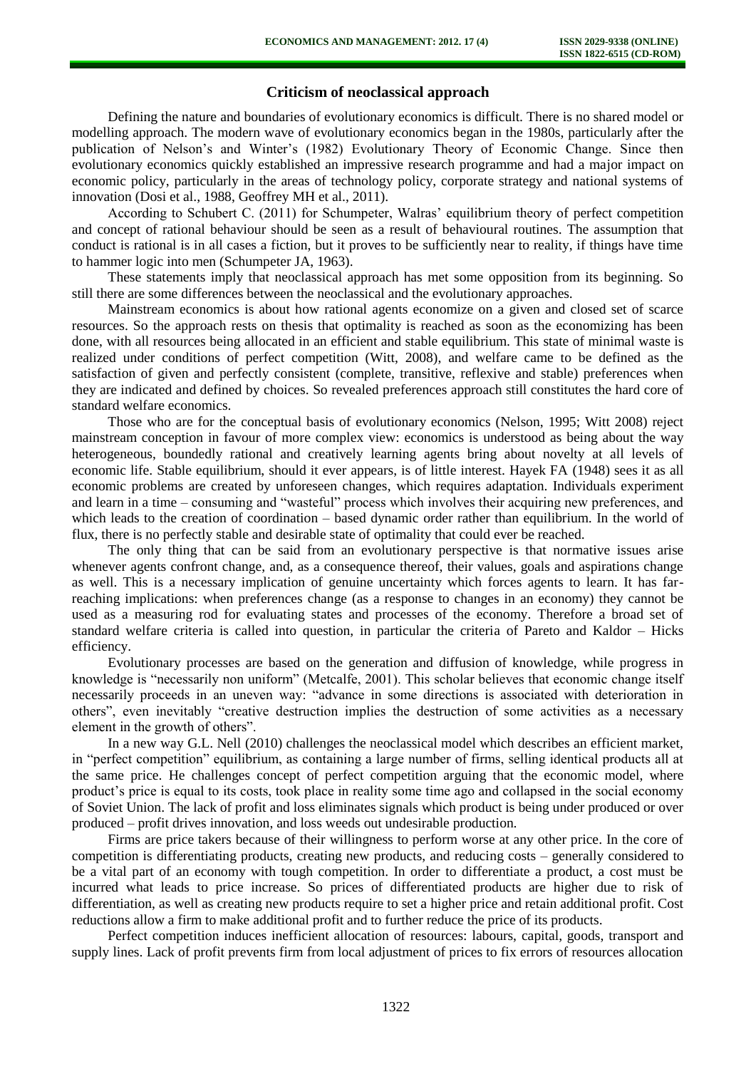## Criticism of neoclassical approach

Defining the nature and boundaries of evolutionary economics is difficult. There is no shared model or modelling approach. The modern wave of evolutionary economics began in the 1980s, particularly after the publication of Nelson's and Winter's (1982) Evolutionary Theory of Economic Change. Since then evolutionary economics quickly established an impressive research programme and had a major impact on economic policy, particularly in the areas of technology policy, corporate strategy and national systems of innovation (Dosi et al., 1988, Geoffrey MH et al., 2011).

According to Schubert C. (2011) for Schumpeter, Walras' equilibrium theory of perfect competition and concept of rational behaviour should be seen as a result of behavioural routines. The assumption that conduct is rational is in all cases a fiction, but it proves to be sufficiently near to reality, if things have time to hammer logic into men (Schumpeter JA, 1963).

These statements imply that neoclassical approach has met some opposition from its beginning. So still there are some differences between the neoclassical and the evolutionary approaches.

Mainstream economics is about how rational agents economize on a given and closed set of scarce resources. So the approach rests on thesis that optimality is reached as soon as the economizing has been done, with all resources being allocated in an efficient and stable equilibrium. This state of minimal waste is realized under conditions of perfect competition (Witt, 2008), and welfare came to be defined as the satisfaction of given and perfectly consistent (complete, transitive, reflexive and stable) preferences when they are indicated and defined by choices. So revealed preferences approach still constitutes the hard core of standard welfare economics.

Those who are for the conceptual basis of evolutionary economics (Nelson, 1995; Witt 2008) reject mainstream conception in favour of more complex view: economics is understood as being about the way heterogeneous, boundedly rational and creatively learning agents bring about novelty at all levels of economic life. Stable equilibrium, should it ever appears, is of little interest. Hayek FA (1948) sees it as all economic problems are created by unforeseen changes, which requires adaptation. Individuals experiment and learn in a time – consuming and "wasteful" process which involves their acquiring new preferences, and which leads to the creation of coordination – based dynamic order rather than equilibrium. In the world of flux, there is no perfectly stable and desirable state of optimality that could ever be reached.

The only thing that can be said from an evolutionary perspective is that normative issues arise whenever agents confront change, and, as a consequence thereof, their values, goals and aspirations change as well. This is a necessary implication of genuine uncertainty which forces agents to learn. It has far-reaching implications: when preferences change (as a response to changes in an economy) they cannot be used as a measuring rod for evaluating states and processes of the economy. Therefore a broad set of standard welfare criteria is called into question, in particular the criteria of Pareto and Kaldor – Hicks efficiency.

Evolutionary processes are based on the generation and diffusion of knowledge, while progress in knowledge is "necessarily non uniform" (Metcalfe, 2001). This scholar believes that economic change itself necessarily proceeds in an uneven way: "advance in some directions is associated with deterioration in others", even inevitably "creative destruction implies the destruction of some activities as a necessary element in the growth of others".

In a new way G.L. Nell (2010) challenges the neoclassical model which describes an efficient market, in "perfect competition" equilibrium, as containing a large number of firms, selling identical products all at the same price. He challenges concept of perfect competition arguing that the economic model, where product's price is equal to its costs, took place in reality some time ago and collapsed in the social economy of Soviet Union. The lack of profit and loss eliminates signals which product is being under produced or over produced – profit drives innovation, and loss weeds out undesirable production.

Firms are price takers because of their willingness to perform worse at any other price. In the core of competition is differentiating products, creating new products, and reducing costs – generally considered to be a vital part of an economy with tough competition. In order to differentiate a product, a cost must be incurred what leads to price increase. So prices of differentiated products are higher due to risk of differentiation, as well as creating new products require to set a higher price and retain additional profit. Cost reductions allow a firm to make additional profit and to further reduce the price of its products.

Perfect competition induces inefficient allocation of resources: labours, capital, goods, transport and supply lines. Lack of profit prevents firm from local adjustment of prices to fix errors of resources allocation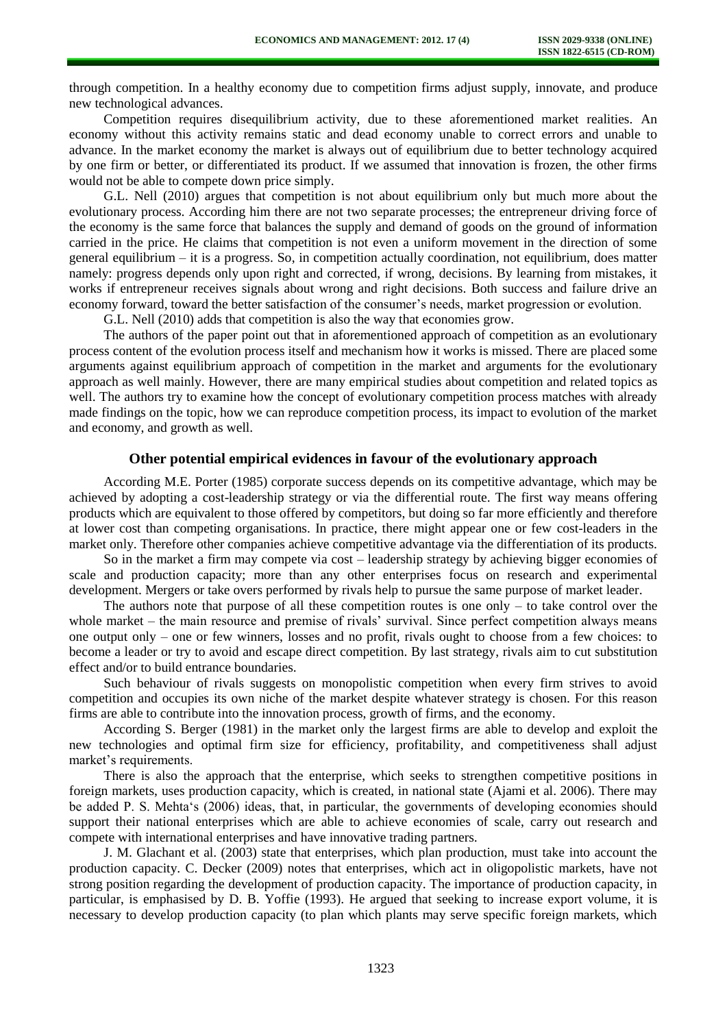through competition. In a healthy economy due to competition firms adjust supply, innovate, and produce new technological advances.

Competition requires disequilibrium activity, due to these aforementioned market realities. An economy without this activity remains static and dead economy unable to correct errors and unable to advance. In the market economy the market is always out of equilibrium due to better technology acquired by one firm or better, or differentiated its product. If we assumed that innovation is frozen, the other firms would not be able to compete down price simply.

G.L. Nell (2010) argues that competition is not about equilibrium only but much more about the evolutionary process. According him there are not two separate processes; the entrepreneur driving force of the economy is the same force that balances the supply and demand of goods on the ground of information carried in the price. He claims that competition is not even a uniform movement in the direction of some general equilibrium – it is a progress. So, in competition actually coordination, not equilibrium, does matter namely: progress depends only upon right and corrected, if wrong, decisions. By learning from mistakes, it works if entrepreneur receives signals about wrong and right decisions. Both success and failure drive an economy forward, toward the better satisfaction of the consumer's needs, market progression or evolution.

G.L. Nell (2010) adds that competition is also the way that economies grow.

The authors of the paper point out that in aforementioned approach of competition as an evolutionary process content of the evolution process itself and mechanism how it works is missed. There are placed some arguments against equilibrium approach of competition in the market and arguments for the evolutionary approach as well mainly. However, there are many empirical studies about competition and related topics as well. The authors try to examine how the concept of evolutionary competition process matches with already made findings on the topic, how we can reproduce competition process, its impact to evolution of the market and economy, and growth as well.

## Other potential empirical evidences in favour of the evolutionary approach

According M.E. Porter (1985) corporate success depends on its competitive advantage, which may be achieved by adopting a cost-leadership strategy or via the differential route. The first way means offering products which are equivalent to those offered by competitors, but doing so far more efficiently and therefore at lower cost than competing organisations. In practice, there might appear one or few cost-leaders in the market only. Therefore other companies achieve competitive advantage via the differentiation of its products.

So in the market a firm may compete via cost – leadership strategy by achieving bigger economies of scale and production capacity; more than any other enterprises focus on research and experimental development. Mergers or take overs performed by rivals help to pursue the same purpose of market leader.

The authors note that purpose of all these competition routes is one only – to take control over the whole market – the main resource and premise of rivals' survival. Since perfect competition always means one output only – one or few winners, losses and no profit, rivals ought to choose from a few choices: to become a leader or try to avoid and escape direct competition. By last strategy, rivals aim to cut substitution effect and/or to build entrance boundaries.

Such behaviour of rivals suggests on monopolistic competition when every firm strives to avoid competition and occupies its own niche of the market despite whatever strategy is chosen. For this reason firms are able to contribute into the innovation process, growth of firms, and the economy.

According S. Berger (1981) in the market only the largest firms are able to develop and exploit the new technologies and optimal firm size for efficiency, profitability, and competitiveness shall adjust market's requirements.

There is also the approach that the enterprise, which seeks to strengthen competitive positions in foreign markets, uses production capacity, which is created, in national state (Ajami et al. 2006). There may be added P. S. Mehta's (2006) ideas, that, in particular, the governments of developing economies should support their national enterprises which are able to achieve economies of scale, carry out research and compete with international enterprises and have innovative trading partners.

J. M. Glachant et al. (2003) state that enterprises, which plan production, must take into account the production capacity. C. Decker (2009) notes that enterprises, which act in oligopolistic markets, have not strong position regarding the development of production capacity. The importance of production capacity, in particular, is emphasised by D. B. Yoffie (1993). He argued that seeking to increase export volume, it is necessary to develop production capacity (to plan which plants may serve specific foreign markets, which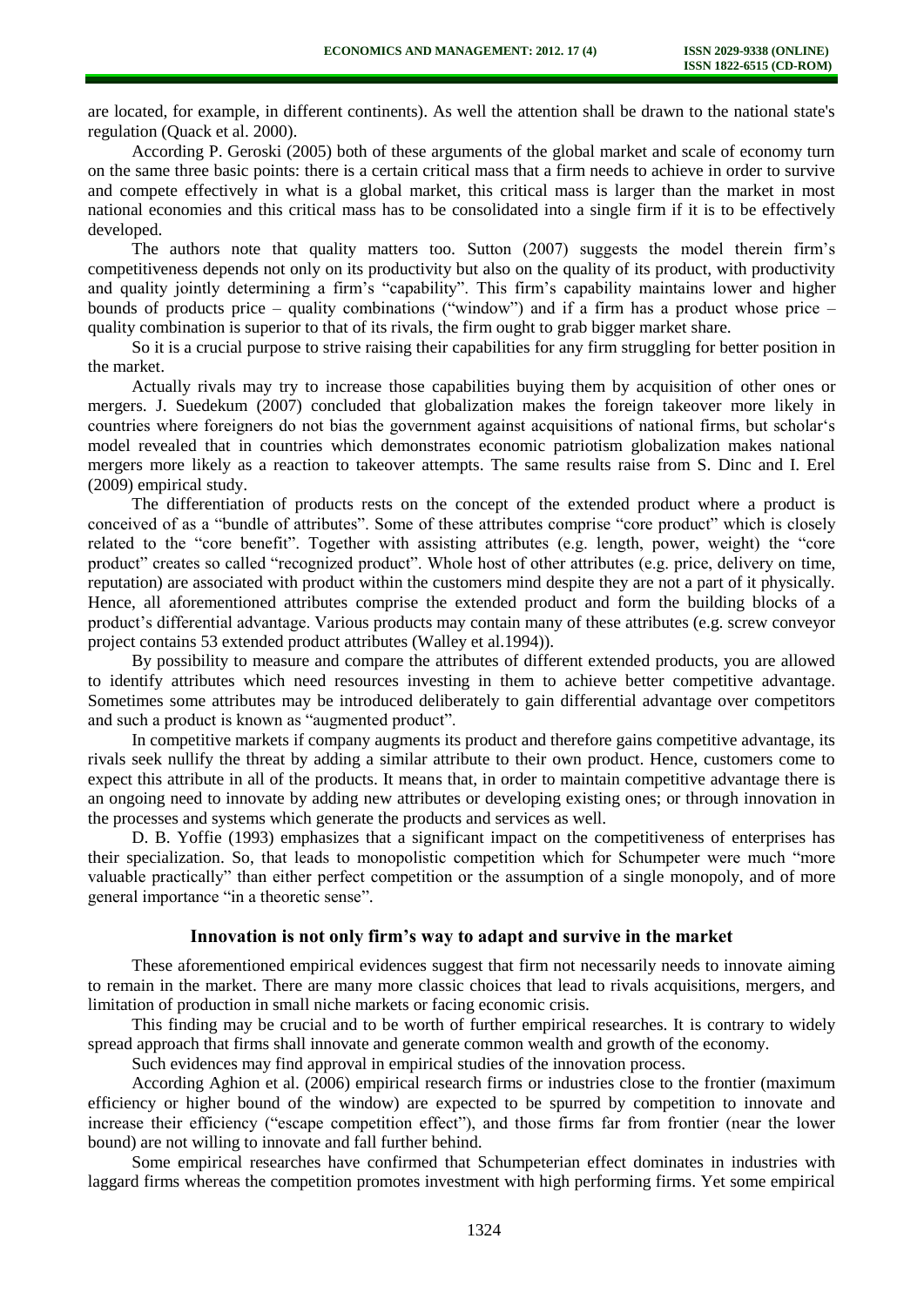are located, for example, in different continents). As well the attention shall be drawn to the national state's regulation (Quack et al. 2000).

According P. Geroski (2005) both of these arguments of the global market and scale of economy turn on the same three basic points: there is a certain critical mass that a firm needs to achieve in order to survive and compete effectively in what is a global market, this critical mass is larger than the market in most national economies and this critical mass has to be consolidated into a single firm if it is to be effectively developed.

The authors note that quality matters too. Sutton (2007) suggests the model therein firm's competitiveness depends not only on its productivity but also on the quality of its product, with productivity and quality jointly determining a firm's "capability". This firm's capability maintains lower and higher bounds of products price – quality combinations ("window") and if a firm has a product whose price – quality combination is superior to that of its rivals, the firm ought to grab bigger market share.

So it is a crucial purpose to strive raising their capabilities for any firm struggling for better position in the market.

Actually rivals may try to increase those capabilities buying them by acquisition of other ones or mergers. J. Suedekum (2007) concluded that globalization makes the foreign takeover more likely in countries where foreigners do not bias the government against acquisitions of national firms, but scholar's model revealed that in countries which demonstrates economic patriotism globalization makes national mergers more likely as a reaction to takeover attempts. The same results raise from S. Dinc and I. Erel (2009) empirical study.

The differentiation of products rests on the concept of the extended product where a product is conceived of as a "bundle of attributes". Some of these attributes comprise "core product" which is closely related to the "core benefit". Together with assisting attributes (e.g. length, power, weight) the "core product" creates so called "recognized product". Whole host of other attributes (e.g. price, delivery on time, reputation) are associated with product within the customers mind despite they are not a part of it physically. Hence, all aforementioned attributes comprise the extended product and form the building blocks of a product's differential advantage. Various products may contain many of these attributes (e.g. screw conveyor project contains 53 extended product attributes (Walley et al.1994)).

By possibility to measure and compare the attributes of different extended products, you are allowed to identify attributes which need resources investing in them to achieve better competitive advantage. Sometimes some attributes may be introduced deliberately to gain differential advantage over competitors and such a product is known as "augmented product".

In competitive markets if company augments its product and therefore gains competitive advantage, its rivals seek nullify the threat by adding a similar attribute to their own product. Hence, customers come to expect this attribute in all of the products. It means that, in order to maintain competitive advantage there is an ongoing need to innovate by adding new attributes or developing existing ones; or through innovation in the processes and systems which generate the products and services as well.

D. B. Yoffie (1993) emphasizes that a significant impact on the competitiveness of enterprises has their specialization. So, that leads to monopolistic competition which for Schumpeter were much "more valuable practically" than either perfect competition or the assumption of a single monopoly, and of more general importance "in a theoretic sense".

## Innovation is not only firm's way to adapt and survive in the market

These aforementioned empirical evidences suggest that firm not necessarily needs to innovate aiming to remain in the market. There are many more classic choices that lead to rivals acquisitions, mergers, and limitation of production in small niche markets or facing economic crisis.

This finding may be crucial and to be worth of further empirical researches. It is contrary to widely spread approach that firms shall innovate and generate common wealth and growth of the economy.

Such evidences may find approval in empirical studies of the innovation process.

According Aghion et al. (2006) empirical research firms or industries close to the frontier (maximum efficiency or higher bound of the window) are expected to be spurred by competition to innovate and increase their efficiency ("escape competition effect"), and those firms far from frontier (near the lower bound) are not willing to innovate and fall further behind.

Some empirical researches have confirmed that Schumpeterian effect dominates in industries with laggard firms whereas the competition promotes investment with high performing firms. Yet some empirical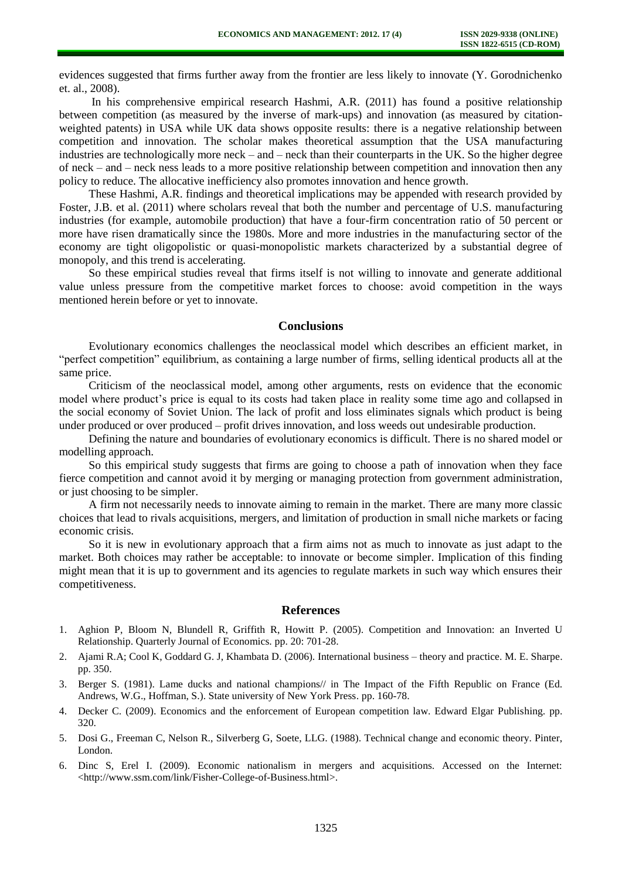evidences suggested that firms further away from the frontier are less likely to innovate (Y. Gorodnichenko et. al., 2008).

In his comprehensive empirical research Hashmi, A.R. (2011) has found a positive relationship between competition (as measured by the inverse of mark-ups) and innovation (as measured by citation-weighted patents) in USA while UK data shows opposite results: there is a negative relationship between competition and innovation. The scholar makes theoretical assumption that the USA manufacturing industries are technologically more neck – and – neck than their counterparts in the UK. So the higher degree of neck – and – neck ness leads to a more positive relationship between competition and innovation then any policy to reduce. The allocative inefficiency also promotes innovation and hence growth.

These Hashmi, A.R. findings and theoretical implications may be appended with research provided by Foster, J.B. et al. (2011) where scholars reveal that both the number and percentage of U.S. manufacturing industries (for example, automobile production) that have a four-firm concentration ratio of 50 percent or more have risen dramatically since the 1980s. More and more industries in the manufacturing sector of the economy are tight oligopolistic or quasi-monopolistic markets characterized by a substantial degree of monopoly, and this trend is accelerating.

So these empirical studies reveal that firms itself is not willing to innovate and generate additional value unless pressure from the competitive market forces to choose: avoid competition in the ways mentioned herein before or yet to innovate.

## Conclusions

Evolutionary economics challenges the neoclassical model which describes an efficient market, in "perfect competition" equilibrium, as containing a large number of firms, selling identical products all at the same price.

Criticism of the neoclassical model, among other arguments, rests on evidence that the economic model where product's price is equal to its costs had taken place in reality some time ago and collapsed in the social economy of Soviet Union. The lack of profit and loss eliminates signals which product is being under produced or over produced – profit drives innovation, and loss weeds out undesirable production.

Defining the nature and boundaries of evolutionary economics is difficult. There is no shared model or modelling approach.

So this empirical study suggests that firms are going to choose a path of innovation when they face fierce competition and cannot avoid it by merging or managing protection from government administration, or just choosing to be simpler.

A firm not necessarily needs to innovate aiming to remain in the market. There are many more classic choices that lead to rivals acquisitions, mergers, and limitation of production in small niche markets or facing economic crisis.

So it is new in evolutionary approach that a firm aims not as much to innovate as just adapt to the market. Both choices may rather be acceptable: to innovate or become simpler. Implication of this finding might mean that it is up to government and its agencies to regulate markets in such way which ensures their competitiveness.

## References

1. Aghion P, Bloom N, Blundell R, Griffith R, Howitt P. (2005). Competition and Innovation: an Inverted U Relationship. Quarterly Journal of Economics. pp. 20: 701-28.
2. Ajami R.A; Cool K, Goddard G. J, Khambata D. (2006). International business – theory and practice. M. E. Sharpe. pp. 350.
3. Berger S. (1981). Lame ducks and national champions// in The Impact of the Fifth Republic on France (Ed. Andrews, W.G., Hoffman, S.). State university of New York Press. pp. 160-78.
4. Decker C. (2009). Economics and the enforcement of European competition law. Edward Elgar Publishing. pp. 320.
5. Dosi G., Freeman C, Nelson R., Silverberg G, Soete, LLG. (1988). Technical change and economic theory. Pinter, London.
6. Dinc S, Erel I. (2009). Economic nationalism in mergers and acquisitions. Accessed on the Internet: <http://www.ssm.com/link/Fisher-College-of-Business.html>.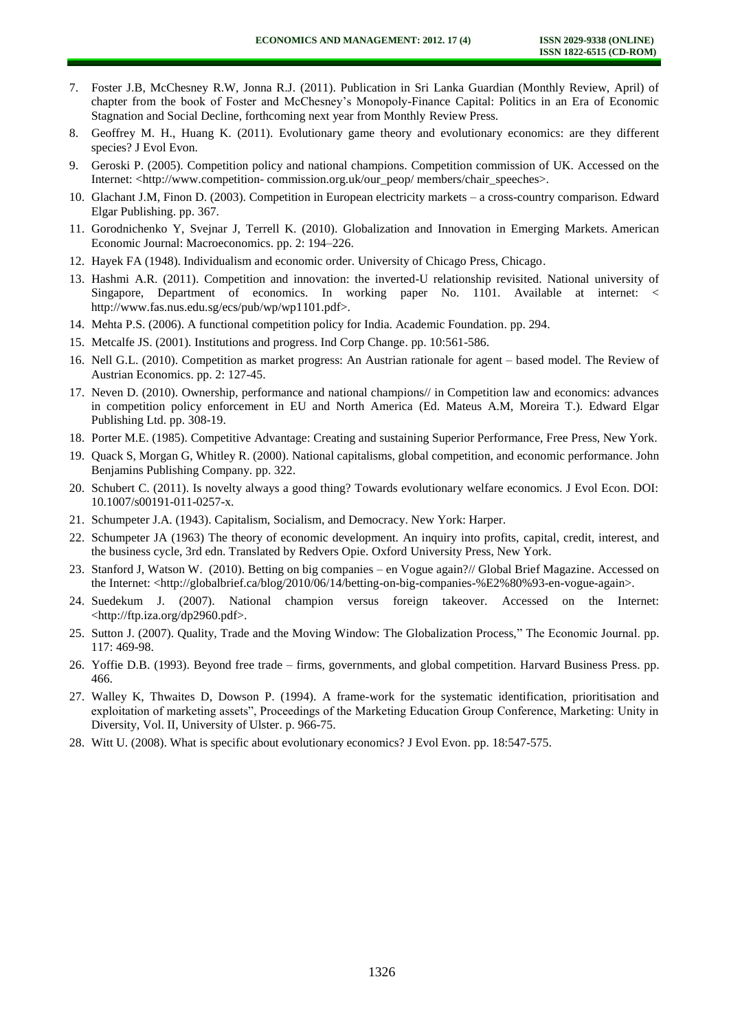7. Foster J.B, McChesney R.W, Jonna R.J. (2011). Publication in Sri Lanka Guardian (Monthly Review, April) of chapter from the book of Foster and McChesney's Monopoly-Finance Capital: Politics in an Era of Economic Stagnation and Social Decline, forthcoming next year from Monthly Review Press.
8. Geoffrey M. H., Huang K. (2011). Evolutionary game theory and evolutionary economics: are they different species? J Evol Evon.
9. Geroski P. (2005). Competition policy and national champions. Competition commission of UK. Accessed on the Internet: <http://www.competition- commission.org.uk/our_peop/ members/chair_speeches>.
10. Glachant J.M, Finon D. (2003). Competition in European electricity markets – a cross-country comparison. Edward Elgar Publishing. pp. 367.
11. Gorodnichenko Y, Svejnar J, Terrell K. (2010). Globalization and Innovation in Emerging Markets. American Economic Journal: Macroeconomics. pp. 2: 194–226.
12. Hayek FA (1948). Individualism and economic order. University of Chicago Press, Chicago.
13. Hashmi A.R. (2011). Competition and innovation: the inverted-U relationship revisited. National university of Singapore, Department of economics. In working paper No. 1101. Available at internet: < http://www.fas.nus.edu.sg/ecs/pub/wp/wp1101.pdf>.
14. Mehta P.S. (2006). A functional competition policy for India. Academic Foundation. pp. 294.
15. Metcalfe JS. (2001). Institutions and progress. Ind Corp Change. pp. 10:561-586.
16. Nell G.L. (2010). Competition as market progress: An Austrian rationale for agent – based model. The Review of Austrian Economics. pp. 2: 127-45.
17. Neven D. (2010). Ownership, performance and national champions// in Competition law and economics: advances in competition policy enforcement in EU and North America (Ed. Mateus A.M, Moreira T.). Edward Elgar Publishing Ltd. pp. 308-19.
18. Porter M.E. (1985). Competitive Advantage: Creating and sustaining Superior Performance, Free Press, New York.
19. Quack S, Morgan G, Whitley R. (2000). National capitalisms, global competition, and economic performance. John Benjamins Publishing Company. pp. 322.
20. Schubert C. (2011). Is novelty always a good thing? Towards evolutionary welfare economics. J Evol Econ. DOI: 10.1007/s00191-011-0257-x.
21. Schumpeter J.A. (1943). Capitalism, Socialism, and Democracy. New York: Harper.
22. Schumpeter JA (1963) The theory of economic development. An inquiry into profits, capital, credit, interest, and the business cycle, 3rd edn. Translated by Redvers Opie. Oxford University Press, New York.
23. Stanford J, Watson W. (2010). Betting on big companies – en Vogue again?// Global Brief Magazine. Accessed on the Internet: <http://globalbrief.ca/blog/2010/06/14/betting-on-big-companies-%E2%80%93-en-vogue-again>.
24. Suedekum J. (2007). National champion versus foreign takeover. Accessed on the Internet: <http://ftp.iza.org/dp2960.pdf>.
25. Sutton J. (2007). Quality, Trade and the Moving Window: The Globalization Process," The Economic Journal. pp. 117: 469-98.
26. Yoffie D.B. (1993). Beyond free trade – firms, governments, and global competition. Harvard Business Press. pp. 466.
27. Walley K, Thwaites D, Dowson P. (1994). A frame-work for the systematic identification, prioritisation and exploitation of marketing assets", Proceedings of the Marketing Education Group Conference, Marketing: Unity in Diversity, Vol. II, University of Ulster. p. 966-75.
28. Witt U. (2008). What is specific about evolutionary economics? J Evol Evon. pp. 18:547-575.